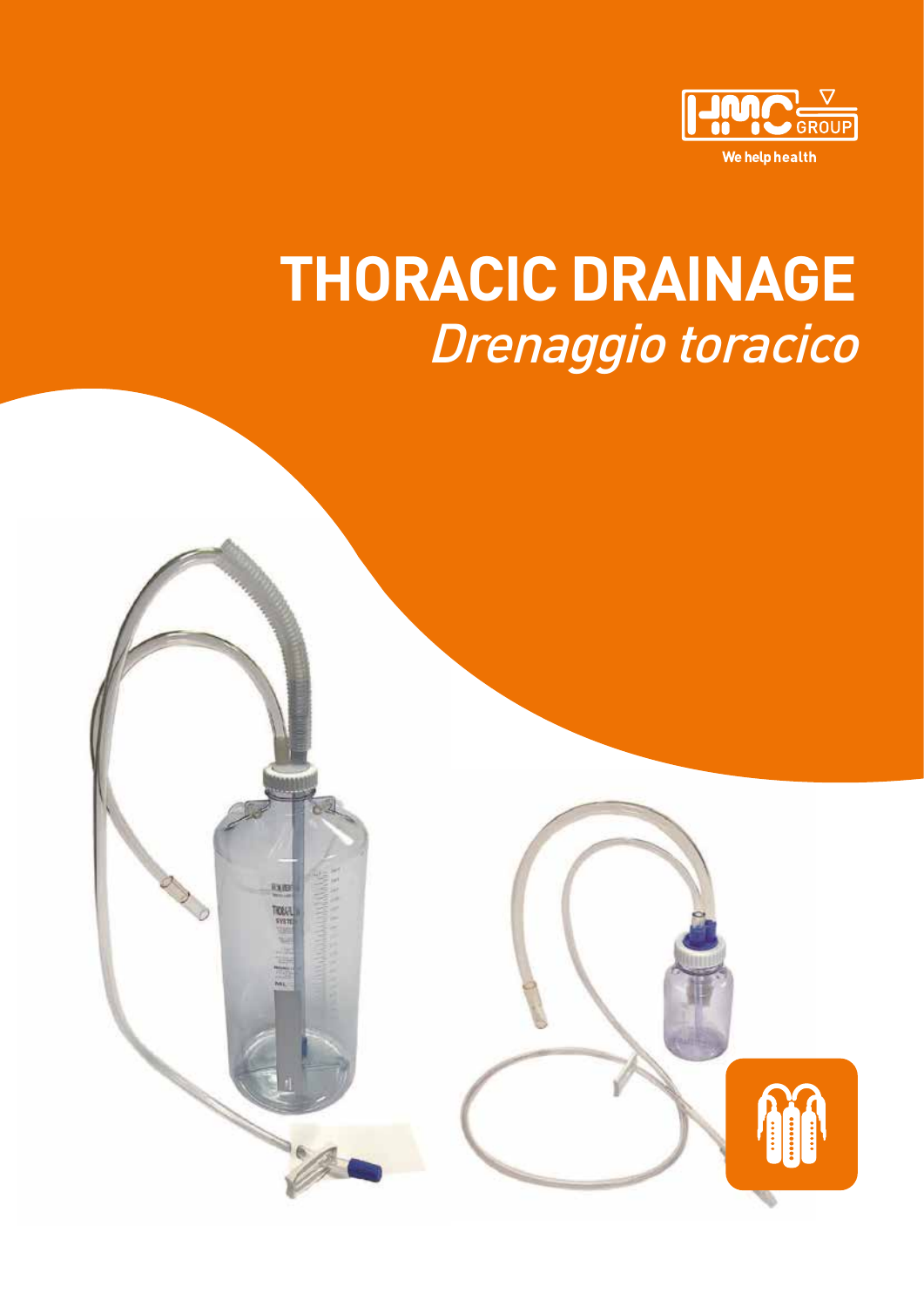# THORACIC DRAINAGE

## *Drenaggio toracico*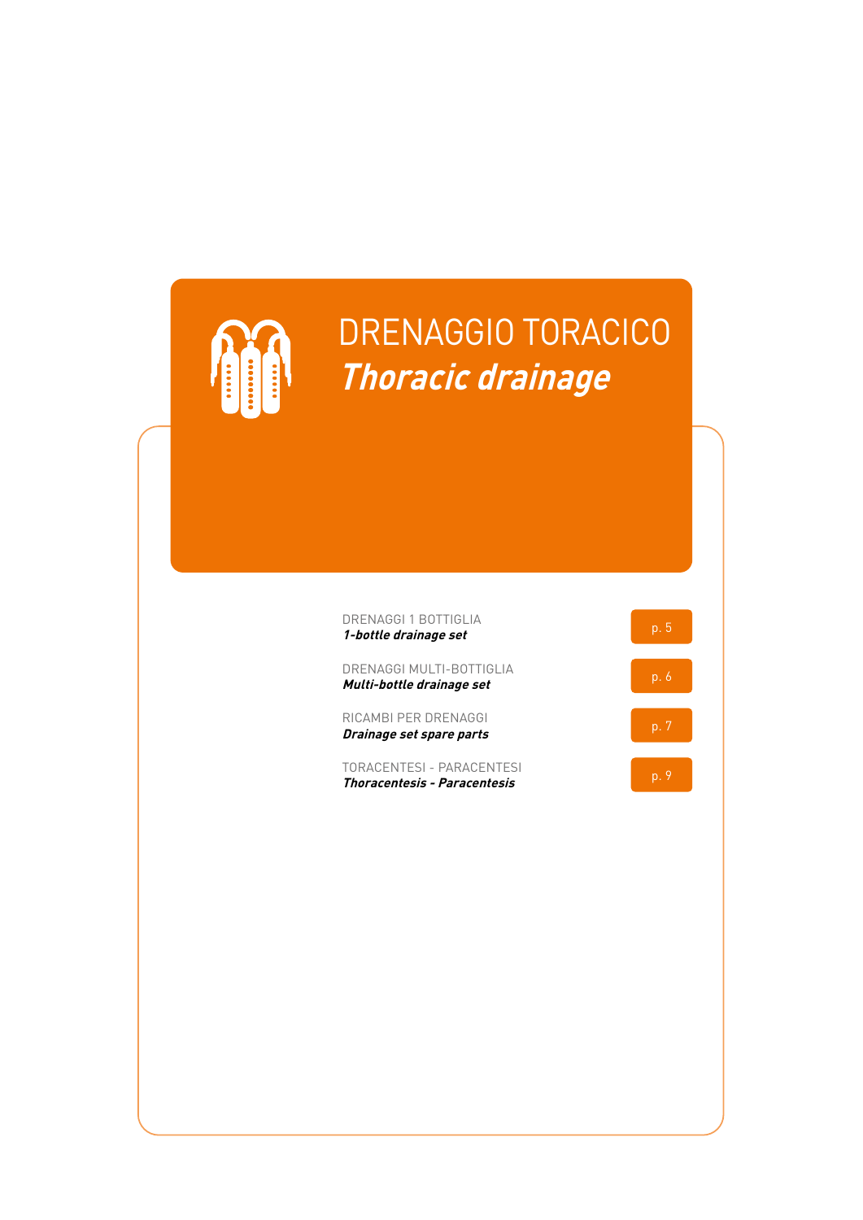# DRENAGGIO TORACICO
## *Thoracic drainage*

| | |
|---|---|
| DRENAGGI 1 BOTTIGLIA<br>***1-bottle drainage set*** | p. 5 |
| DRENAGGI MULTI-BOTTIGLIA<br>***Multi-bottle drainage set*** | p. 6 |
| RICAMBI PER DRENAGGI<br>***Drainage set spare parts*** | p. 7 |
| TORACENTESI - PARACENTESI<br>***Thoracentesis - Paracentesis*** | p. 9 |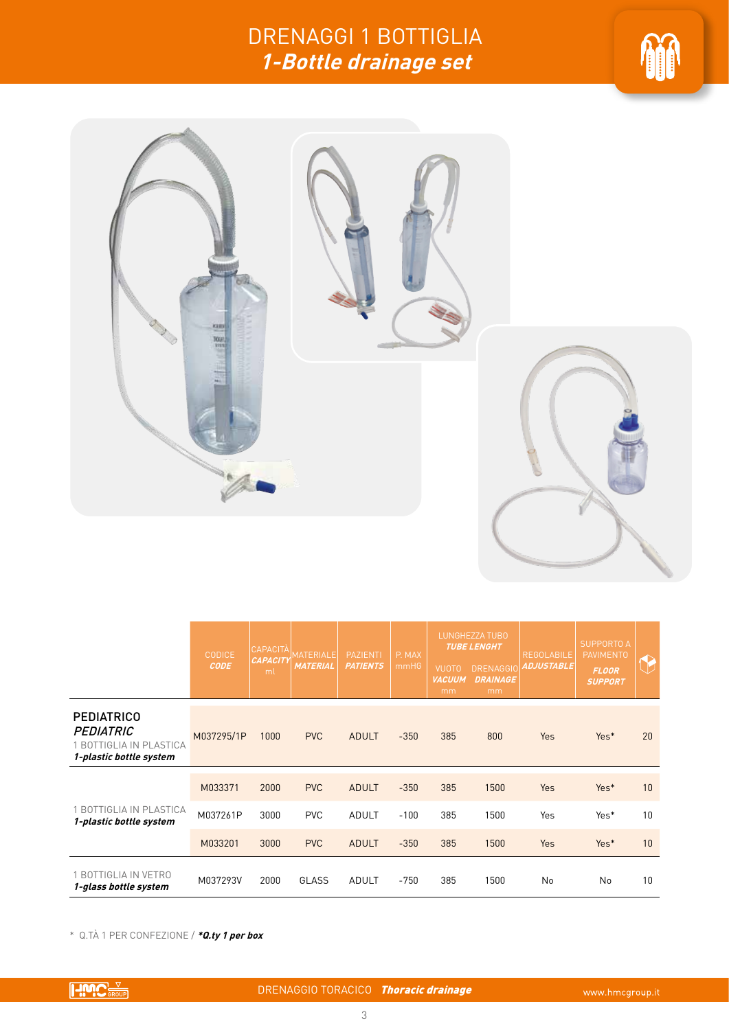# DRENAGGI 1 BOTTIGLIA
## *1-Bottle drainage set*

| | CODICE ***CODE*** | CAPACITÀ ***CAPACITY*** ml | MATERIALE ***MATERIAL*** | PAZIENTI ***PATIENTS*** | P. MAX mmHG | LUNGHEZZA TUBO ***TUBE LENGHT*** VUOTO ***VACUUM*** mm | DRENAGGIO ***DRAINAGE*** mm | REGOLABILE ***ADJUSTABLE*** | SUPPORTO A PAVIMENTO ***FLOOR SUPPORT*** | |
|---|---|---|---|---|---|---|---|---|---|---|
| **PEDIATRICO** ***PEDIATRIC*** 1 BOTTIGLIA IN PLASTICA ***1-plastic bottle system*** | M037295/1P | 1000 | PVC | ADULT | -350 | 385 | 800 | Yes | Yes* | 20 |
| 1 BOTTIGLIA IN PLASTICA ***1-plastic bottle system*** | M033371 | 2000 | PVC | ADULT | -350 | 385 | 1500 | Yes | Yes* | 10 |
| | M037261P | 3000 | PVC | ADULT | -100 | 385 | 1500 | Yes | Yes* | 10 |
| | M033201 | 3000 | PVC | ADULT | -350 | 385 | 1500 | Yes | Yes* | 10 |
| 1 BOTTIGLIA IN VETRO ***1-glass bottle system*** | M037293V | 2000 | GLASS | ADULT | -750 | 385 | 1500 | No | No | 10 |

\* Q.TÀ 1 PER CONFEZIONE / ***\*Q.ty 1 per box***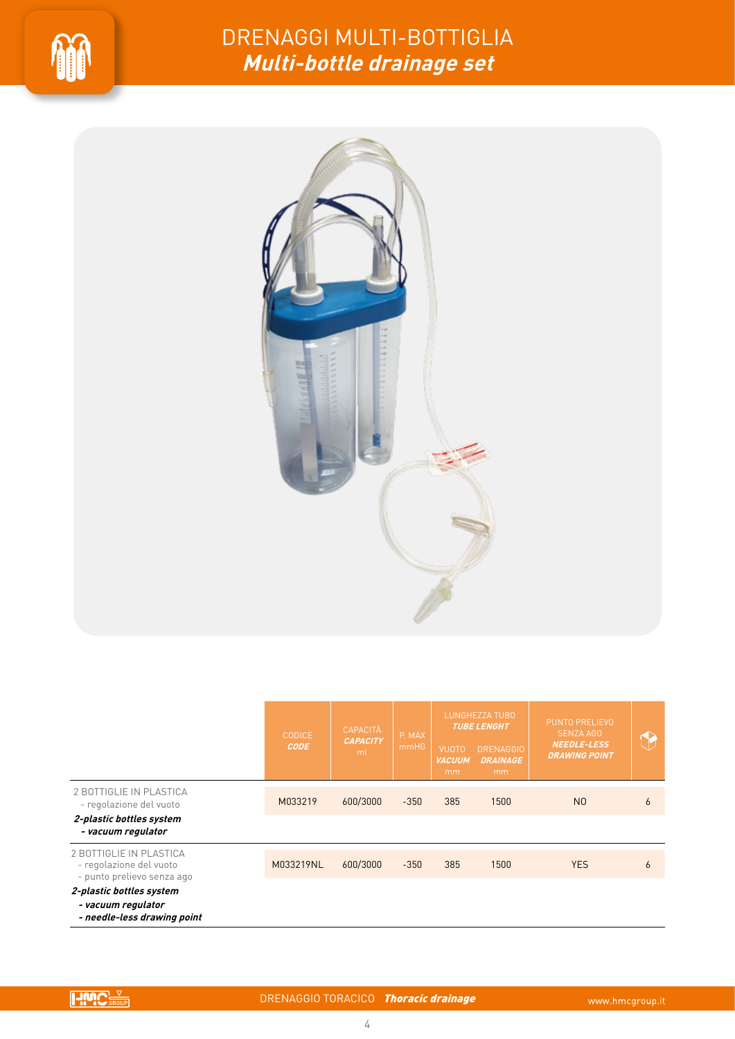# DRENAGGI MULTI-BOTTIGLIA
## *Multi-bottle drainage set*

| | CODICE ***CODE*** | CAPACITÀ ***CAPACITY*** ml | P. MAX mmHG | LUNGHEZZA TUBO ***TUBE LENGHT*** | | PUNTO PRELIEVO SENZA AGO ***NEEDLE-LESS DRAWING POINT*** | |
|---|---|---|---|---|---|---|---|
| | | | | VUOTO ***VACUUM*** mm | DRENAGGIO ***DRAINAGE*** mm | | |
| 2 BOTTIGLIE IN PLASTICA<br>- regolazione del vuoto<br>***2-plastic bottles system***<br>***- vacuum regulator*** | M033219 | 600/3000 | -350 | 385 | 1500 | NO | 6 |
| 2 BOTTIGLIE IN PLASTICA<br>- regolazione del vuoto<br>- punto prelievo senza ago<br>***2-plastic bottles system***<br>***- vacuum regulator***<br>***- needle-less drawing point*** | M033219NL | 600/3000 | -350 | 385 | 1500 | YES | 6 |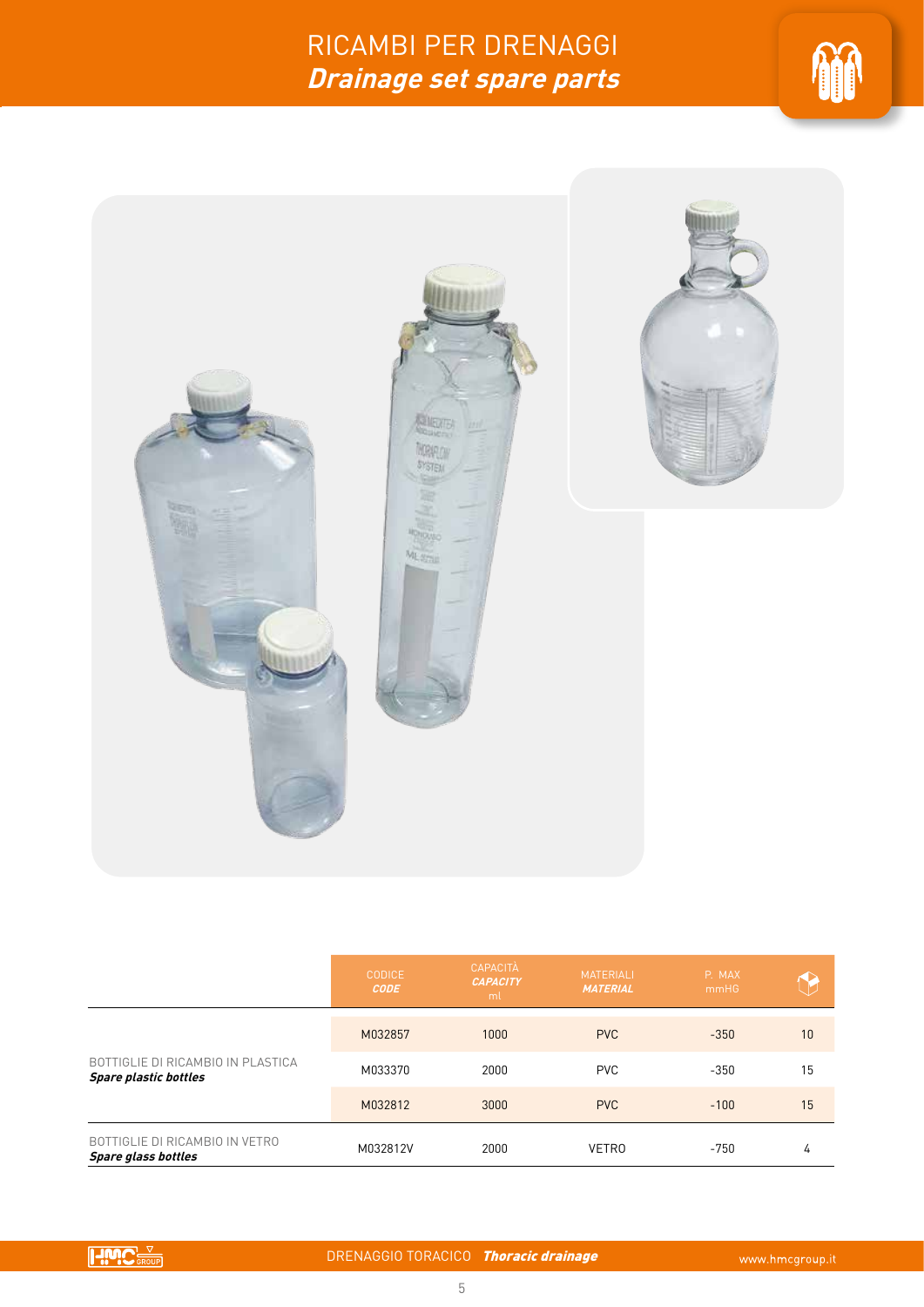# RICAMBI PER DRENAGGI
## *Drainage set spare parts*

| | CODICE *CODE* | CAPACITÀ *CAPACITY* ml | MATERIALI *MATERIAL* | P. MAX mmHG | |
|---|---|---|---|---|---|
| BOTTIGLIE DI RICAMBIO IN PLASTICA ***Spare plastic bottles*** | M032857 | 1000 | PVC | -350 | 10 |
| | M033370 | 2000 | PVC | -350 | 15 |
| | M032812 | 3000 | PVC | -100 | 15 |
| BOTTIGLIE DI RICAMBIO IN VETRO ***Spare glass bottles*** | M032812V | 2000 | VETRO | -750 | 4 |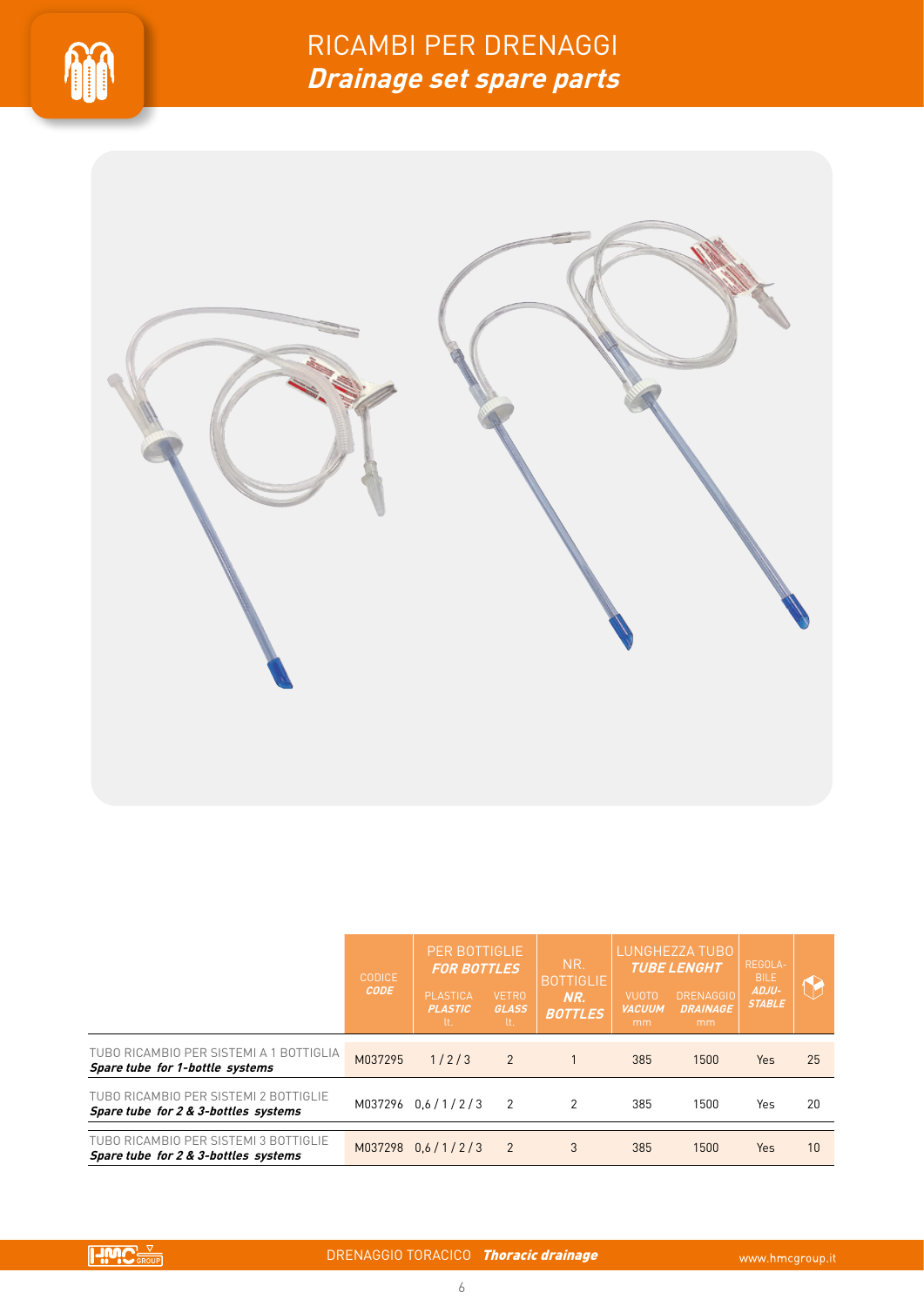# RICAMBI PER DRENAGGI
## *Drainage set spare parts*

| | CODICE *CODE* | PER BOTTIGLIE *FOR BOTTLES* | | NR. BOTTIGLIE *NR. BOTTLES* | LUNGHEZZA TUBO *TUBE LENGHT* | | REGOLABILE *ADJUSTABLE* | |
|---|---|---|---|---|---|---|---|---|
| | | PLASTICA *PLASTIC* lt. | VETRO *GLASS* lt. | | VUOTO *VACUUM* mm | DRENAGGIO *DRAINAGE* mm | | |
| TUBO RICAMBIO PER SISTEMI A 1 BOTTIGLIA ***Spare tube for 1-bottle systems*** | M037295 | 1 / 2 / 3 | 2 | 1 | 385 | 1500 | Yes | 25 |
| TUBO RICAMBIO PER SISTEMI 2 BOTTIGLIE ***Spare tube for 2 & 3-bottles systems*** | M037296 | 0,6 / 1 / 2 / 3 | 2 | 2 | 385 | 1500 | Yes | 20 |
| TUBO RICAMBIO PER SISTEMI 3 BOTTIGLIE ***Spare tube for 2 & 3-bottles systems*** | M037298 | 0,6 / 1 / 2 / 3 | 2 | 3 | 385 | 1500 | Yes | 10 |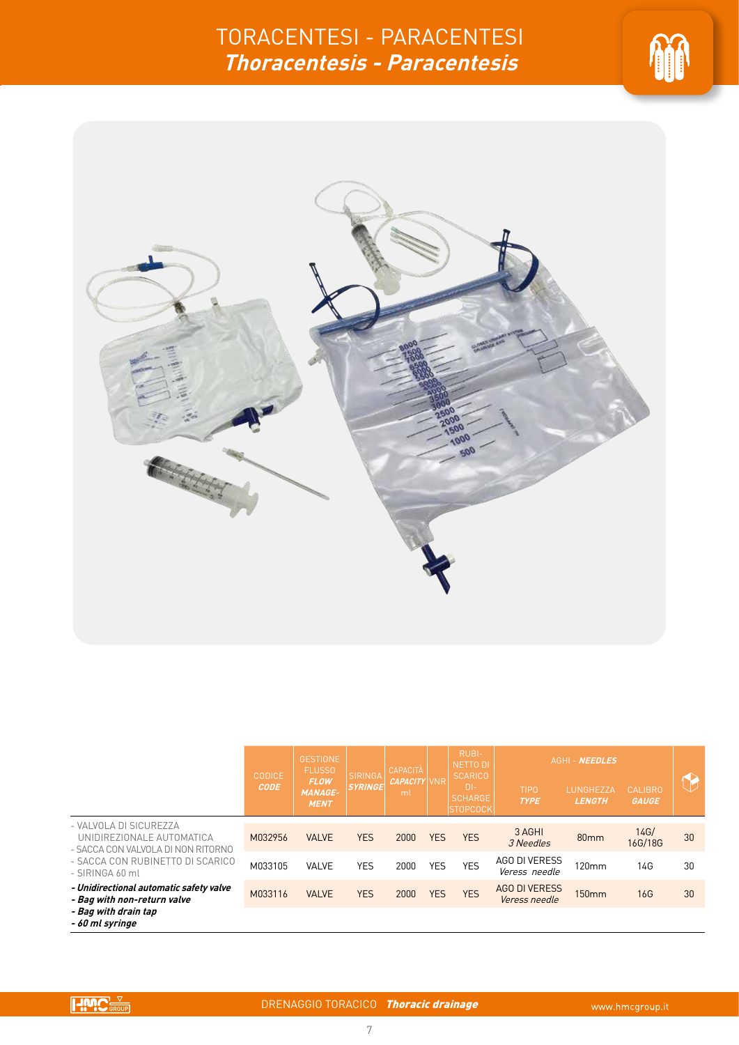# TORACENTESI - PARACENTESI
## *Thoracentesis - Paracentesis*

| | CODICE **CODE** | GESTIONE FLUSSO ***FLOW MANAGE-MENT*** | SIRINGA ***SYRINGE*** | CAPACITÀ ***CAPACITY*** ml | VNR | RUBI-NETTO DI SCARICO DI-SCHARGE STOPCOCK | AGHI - ***NEEDLES*** TIPO ***TYPE*** | LUNGHEZZA ***LENGTH*** | CALIBRO ***GAUGE*** | |
|---|---|---|---|---|---|---|---|---|---|---|
| - VALVOLA DI SICUREZZA UNIDIREZIONALE AUTOMATICA<br>- SACCA CON VALVOLA DI NON RITORNO<br>- SACCA CON RUBINETTO DI SCARICO<br>- SIRINGA 60 ml<br>***- Unidirectional automatic safety valve***<br>***- Bag with non-return valve***<br>***- Bag with drain tap***<br>***- 60 ml syringe*** | M032956 | VALVE | YES | 2000 | YES | YES | 3 AGHI *3 Needles* | 80mm | 14G/ 16G/18G | 30 |
| | M033105 | VALVE | YES | 2000 | YES | YES | AGO DI VERESS *Veress needle* | 120mm | 14G | 30 |
| | M033116 | VALVE | YES | 2000 | YES | YES | AGO DI VERESS *Veress needle* | 150mm | 16G | 30 |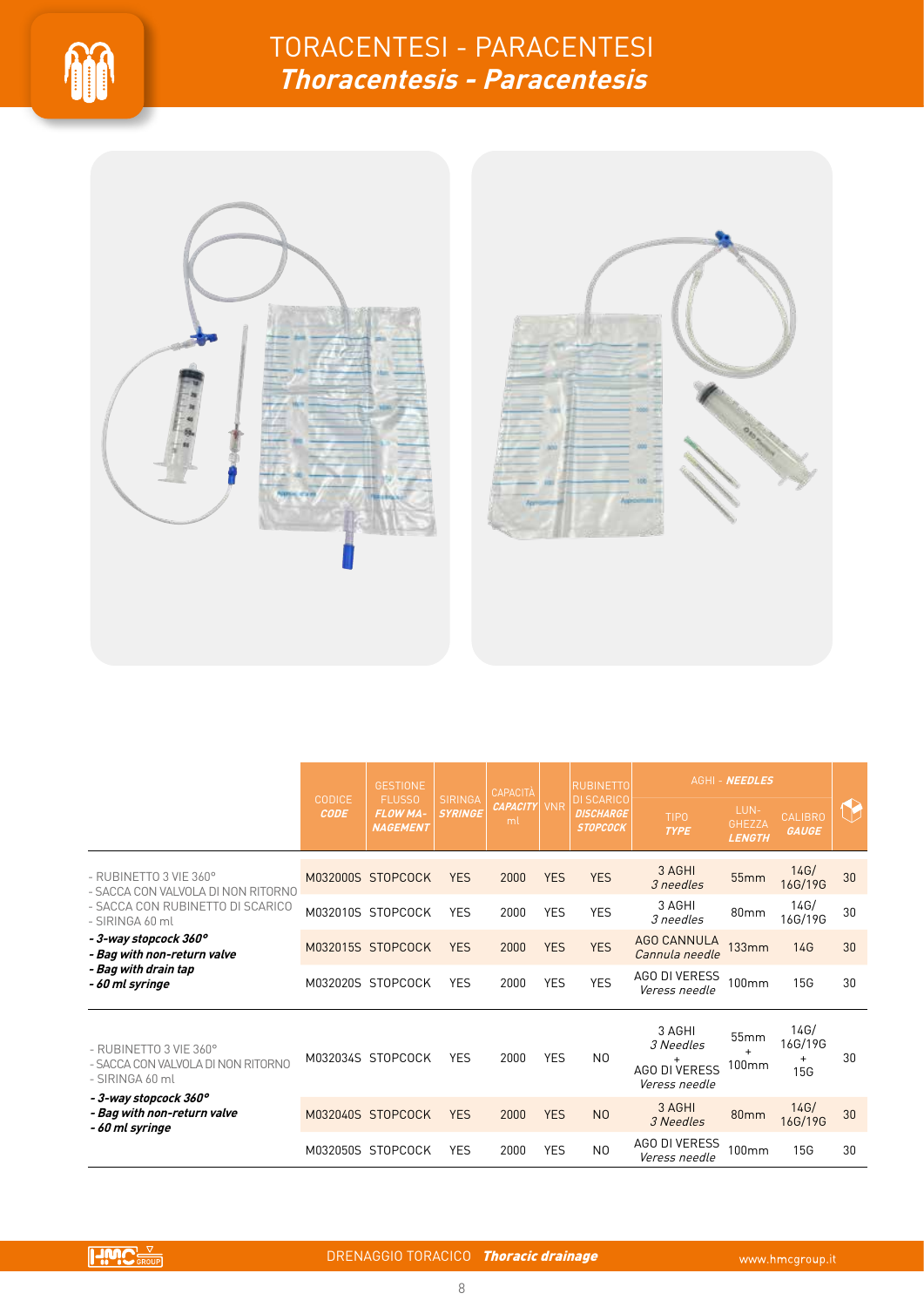# TORACENTESI - PARACENTESI
## *Thoracentesis - Paracentesis*

| | CODICE **CODE** | GESTIONE FLUSSO ***FLOW MANAGEMENT*** | SIRINGA ***SYRINGE*** | CAPACITÀ ***CAPACITY*** ml | VNR | RUBINETTO DI SCARICO ***DISCHARGE STOPCOCK*** | AGHI - ***NEEDLES*** | | | |
|---|---|---|---|---|---|---|---|---|---|---|
| | | | | | | | TIPO ***TYPE*** | LUNGHEZZA ***LENGTH*** | CALIBRO ***GAUGE*** | |
| - RUBINETTO 3 VIE 360° - SACCA CON VALVOLA DI NON RITORNO - SACCA CON RUBINETTO DI SCARICO - SIRINGA 60 ml **- *3-way stopcock 360°*** **- *Bag with non-return valve*** **- *Bag with drain tap*** **- *60 ml syringe*** | M032000S | STOPCOCK | YES | 2000 | YES | YES | 3 AGHI *3 needles* | 55mm | 14G/ 16G/19G | 30 |
| | M032010S | STOPCOCK | YES | 2000 | YES | YES | 3 AGHI *3 needles* | 80mm | 14G/ 16G/19G | 30 |
| | M032015S | STOPCOCK | YES | 2000 | YES | YES | AGO CANNULA *Cannula needle* | 133mm | 14G | 30 |
| | M032020S | STOPCOCK | YES | 2000 | YES | YES | AGO DI VERESS *Veress needle* | 100mm | 15G | 30 |
| - RUBINETTO 3 VIE 360° - SACCA CON VALVOLA DI NON RITORNO - SIRINGA 60 ml **- *3-way stopcock 360°*** **- *Bag with non-return valve*** **- *60 ml syringe*** | M032034S | STOPCOCK | YES | 2000 | YES | NO | 3 AGHI *3 Needles* + AGO DI VERESS *Veress needle* | 55mm + 100mm | 14G/ 16G/19G + 15G | 30 |
| | M032040S | STOPCOCK | YES | 2000 | YES | NO | 3 AGHI *3 Needles* | 80mm | 14G/ 16G/19G | 30 |
| | M032050S | STOPCOCK | YES | 2000 | YES | NO | AGO DI VERESS *Veress needle* | 100mm | 15G | 30 |

DRENAGGIO TORACICO ***Thoracic drainage***

www.hmcgroup.it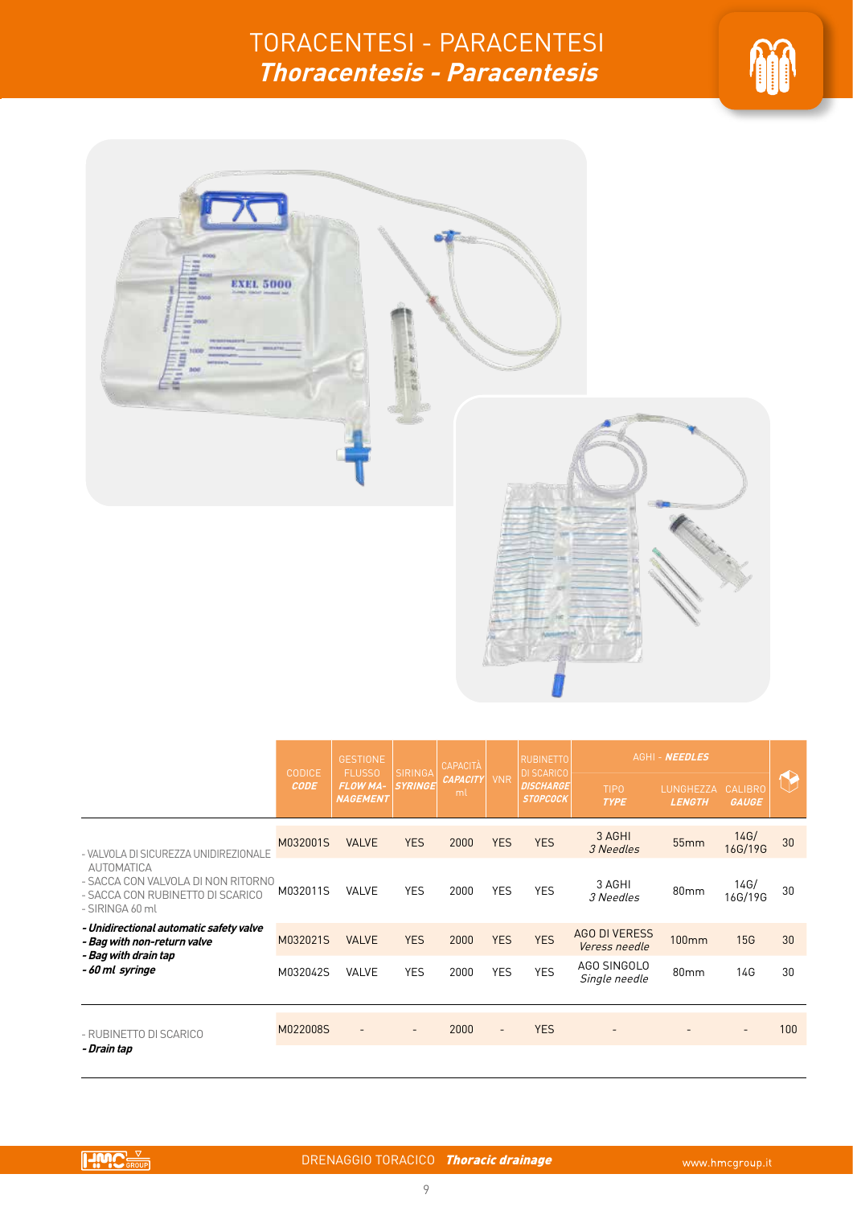# TORACENTESI - PARACENTESI
## *Thoracentesis - Paracentesis*

| | CODICE *CODE* | GESTIONE FLUSSO *FLOW MANAGEMENT* | SIRINGA *SYRINGE* | CAPACITÀ *CAPACITY* ml | VNR | RUBINETTO DI SCARICO *DISCHARGE STOPCOCK* | AGHI - *NEEDLES* | | | |
|---|---|---|---|---|---|---|---|---|---|---|
| | | | | | | | TIPO *TYPE* | LUNGHEZZA *LENGTH* | CALIBRO *GAUGE* | |
| - VALVOLA DI SICUREZZA UNIDIREZIONALE AUTOMATICA<br>- SACCA CON VALVOLA DI NON RITORNO<br>- SACCA CON RUBINETTO DI SCARICO<br>- SIRINGA 60 ml<br>***- Unidirectional automatic safety valve***<br>***- Bag with non-return valve***<br>***- Bag with drain tap***<br>***- 60 ml syringe*** | M032001S | VALVE | YES | 2000 | YES | YES | 3 AGHI *3 Needles* | 55mm | 14G/ 16G/19G | 30 |
| | M032011S | VALVE | YES | 2000 | YES | YES | 3 AGHI *3 Needles* | 80mm | 14G/ 16G/19G | 30 |
| | M032021S | VALVE | YES | 2000 | YES | YES | AGO DI VERESS *Veress needle* | 100mm | 15G | 30 |
| | M032042S | VALVE | YES | 2000 | YES | YES | AGO SINGOLO *Single needle* | 80mm | 14G | 30 |
| - RUBINETTO DI SCARICO<br>***- Drain tap*** | M022008S | - | - | 2000 | - | YES | - | - | - | 100 |

DRENAGGIO TORACICO ***Thoracic drainage***

www.hmcgroup.it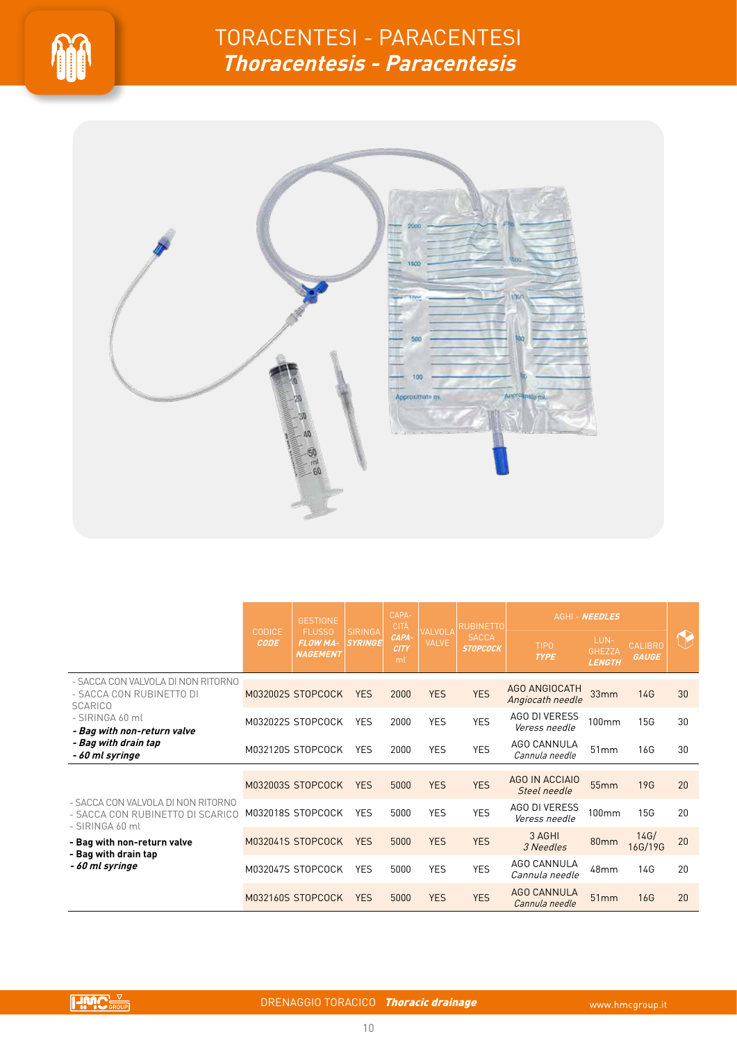# TORACENTESI - PARACENTESI
## *Thoracentesis - Paracentesis*

| | CODICE **CODE** | GESTIONE FLUSSO ***FLOW MANAGEMENT*** | SIRINGA ***SYRINGE*** | CAPACITÀ ***CAPACITY*** ml | VALVOLA VALVE | RUBINETTO SACCA ***STOPCOCK*** | AGHI - ***NEEDLES*** TIPO ***TYPE*** | LUNGHEZZA ***LENGTH*** | CALIBRO ***GAUGE*** | |
|---|---|---|---|---|---|---|---|---|---|---|
| - SACCA CON VALVOLA DI NON RITORNO<br>- SACCA CON RUBINETTO DI SCARICO<br>- SIRINGA 60 ml<br>***- Bag with non-return valve***<br>***- Bag with drain tap***<br>***- 60 ml syringe*** | M032002S | STOPCOCK | YES | 2000 | YES | YES | AGO ANGIOCATH *Angiocath needle* | 33mm | 14G | 30 |
| | M032022S | STOPCOCK | YES | 2000 | YES | YES | AGO DI VERESS *Veress needle* | 100mm | 15G | 30 |
| | M032120S | STOPCOCK | YES | 2000 | YES | YES | AGO CANNULA *Cannula needle* | 51mm | 16G | 30 |
| - SACCA CON VALVOLA DI NON RITORNO<br>- SACCA CON RUBINETTO DI SCARICO<br>- SIRINGA 60 ml<br>**- Bag with non-return valve**<br>**- Bag with drain tap**<br>***- 60 ml syringe*** | M032003S | STOPCOCK | YES | 5000 | YES | YES | AGO IN ACCIAIO *Steel needle* | 55mm | 19G | 20 |
| | M032018S | STOPCOCK | YES | 5000 | YES | YES | AGO DI VERESS *Veress needle* | 100mm | 15G | 20 |
| | M032041S | STOPCOCK | YES | 5000 | YES | YES | 3 AGHI *3 Needles* | 80mm | 14G/ 16G/19G | 20 |
| | M032047S | STOPCOCK | YES | 5000 | YES | YES | AGO CANNULA *Cannula needle* | 48mm | 14G | 20 |
| | M032160S | STOPCOCK | YES | 5000 | YES | YES | AGO CANNULA *Cannula needle* | 51mm | 16G | 20 |

DRENAGGIO TORACICO ***Thoracic drainage***

www.hmcgroup.it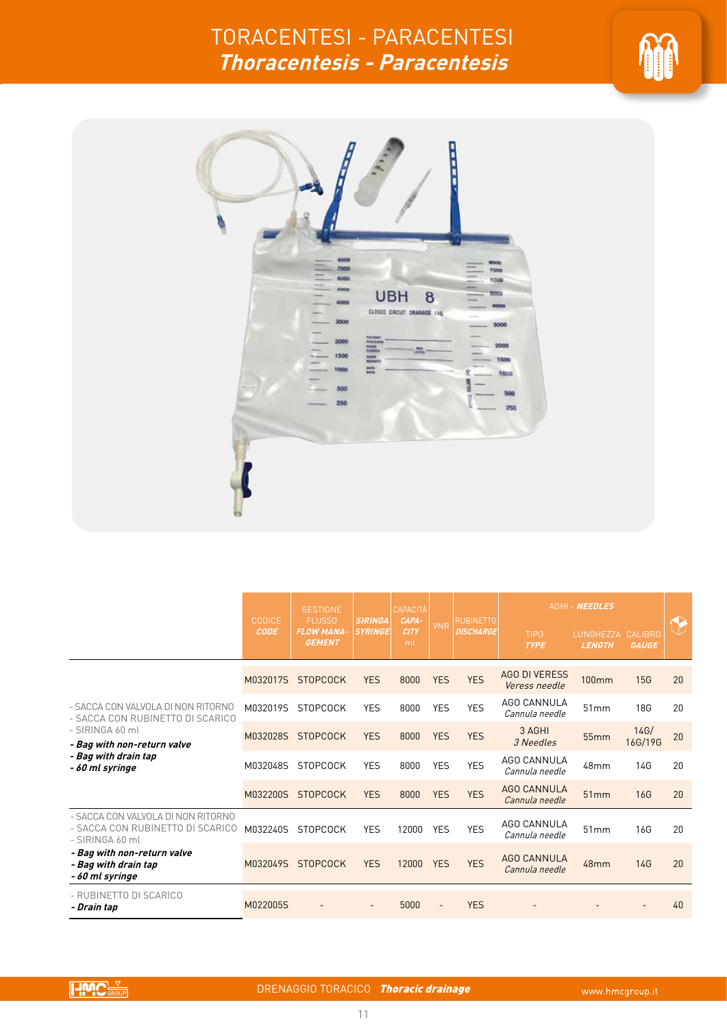# TORACENTESI - PARACENTESI
## *Thoracentesis - Paracentesis*

| | CODICE *CODE* | GESTIONE FLUSSO *FLOW MANAGEMENT* | *SIRINGA SYRINGE* | CAPACITÀ *CAPACITY* ml | VNR | RUBINETTO *DISCHARGE* | AGHI - *NEEDLES* TIPO *TYPE* | LUNGHEZZA *LENGTH* | CALIBRO *GAUGE* | |
|---|---|---|---|---|---|---|---|---|---|---|
| - SACCA CON VALVOLA DI NON RITORNO<br>- SACCA CON RUBINETTO DI SCARICO<br>- SIRINGA 60 ml<br>***- Bag with non-return valve***<br>***- Bag with drain tap***<br>***- 60 ml syringe*** | M032017S | STOPCOCK | YES | 8000 | YES | YES | AGO DI VERESS *Veress needle* | 100mm | 15G | 20 |
| | M032019S | STOPCOCK | YES | 8000 | YES | YES | AGO CANNULA *Cannula needle* | 51mm | 18G | 20 |
| | M032028S | STOPCOCK | YES | 8000 | YES | YES | 3 AGHI *3 Needles* | 55mm | 14G/ 16G/19G | 20 |
| | M032048S | STOPCOCK | YES | 8000 | YES | YES | AGO CANNULA *Cannula needle* | 48mm | 14G | 20 |
| | M032200S | STOPCOCK | YES | 8000 | YES | YES | AGO CANNULA *Cannula needle* | 51mm | 16G | 20 |
| - SACCA CON VALVOLA DI NON RITORNO<br>- SACCA CON RUBINETTO DI SCARICO<br>- SIRINGA 60 ml<br>***- Bag with non-return valve***<br>***- Bag with drain tap***<br>***- 60 ml syringe*** | M032240S | STOPCOCK | YES | 12000 | YES | YES | AGO CANNULA *Cannula needle* | 51mm | 16G | 20 |
| | M032049S | STOPCOCK | YES | 12000 | YES | YES | AGO CANNULA *Cannula needle* | 48mm | 14G | 20 |
| - RUBINETTO DI SCARICO<br>***- Drain tap*** | M022005S | - | - | 5000 | - | YES | - | - | - | 40 |

DRENAGGIO TORACICO ***Thoracic drainage***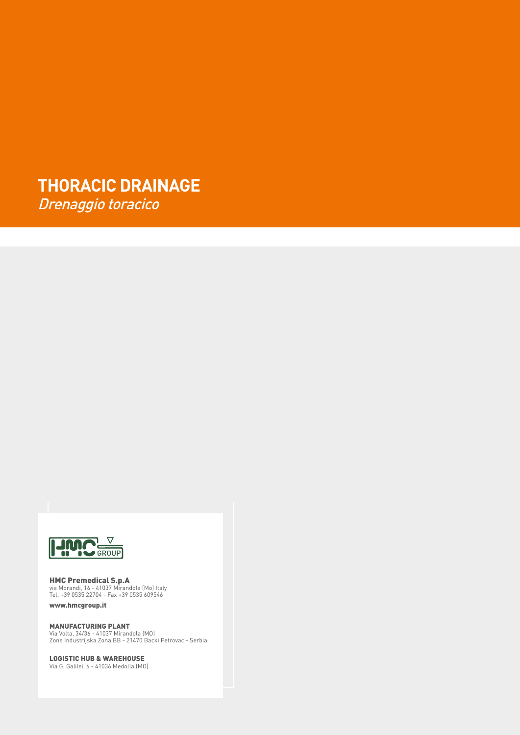# THORACIC DRAINAGE

*Drenaggio toracico*

**HMC Premedical S.p.A**
via Morandi, 16 - 41037 Mirandola (Mo) Italy
Tel. +39 0535 22704 - Fax +39 0535 609546

**www.hmcgroup.it**

**MANUFACTURING PLANT**
Via Volta, 34/36 - 41037 Mirandola (MO)
Zone Industrijska Zona BB - 21470 Backi Petrovac - Serbia

**LOGISTIC HUB & WAREHOUSE**
Via G. Galilei, 6 - 41036 Medolla (MO)